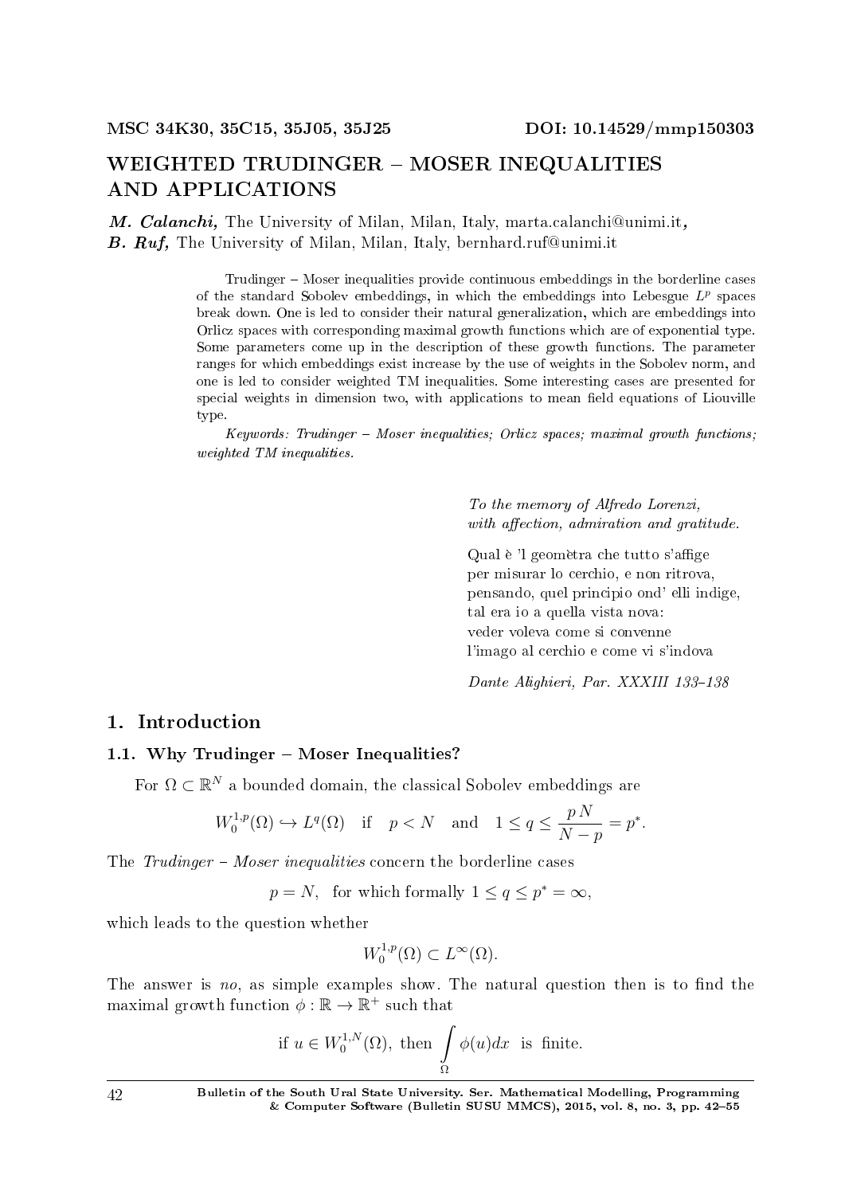MSC 34K30, 35C15, 35J05, 35J25 DOI: 10.14529/mmp150303

# WEIGHTED TRUDINGER – MOSER INEQUALITIES AND APPLICATIONS

***M. Calanchi,*** The University of Milan, Milan, Italy, marta.calanchi@unimi.it***,***
***B. Ruf,*** The University of Milan, Milan, Italy, bernhard.ruf@unimi.it

Trudinger – Moser inequalities provide continuous embeddings in the borderline cases of the standard Sobolev embeddings, in which the embeddings into Lebesgue $L^p$ spaces break down. One is led to consider their natural generalization, which are embeddings into Orlicz spaces with corresponding maximal growth functions which are of exponential type. Some parameters come up in the description of these growth functions. The parameter ranges for which embeddings exist increase by the use of weights in the Sobolev norm, and one is led to consider weighted TM inequalities. Some interesting cases are presented for special weights in dimension two, with applications to mean field equations of Liouville type.

*Keywords: Trudinger – Moser inequalities; Orlicz spaces; maximal growth functions; weighted TM inequalities.*

*To the memory of Alfredo Lorenzi,*
*with affection, admiration and gratitude.*

Qual è 'l geomètra che tutto s'affige
per misurar lo cerchio, e non ritrova,
pensando, quel principio ond' elli indige,
tal era io a quella vista nova:
veder voleva come si convenne
l'imago al cerchio e come vi s'indova

*Dante Alighieri, Par. XXXIII 133–138*

## 1. Introduction

### 1.1. Why Trudinger – Moser Inequalities?

For $\Omega \subset \mathbb{R}^N$ a bounded domain, the classical Sobolev embeddings are

$$W_0^{1,p}(\Omega) \hookrightarrow L^q(\Omega) \quad \text{if} \quad p < N \quad \text{and} \quad 1 \leq q \leq \frac{p\,N}{N-p} = p^*.$$

The *Trudinger – Moser inequalities* concern the borderline cases

$$p = N, \quad \text{for which formally } 1 \leq q \leq p^* = \infty,$$

which leads to the question whether

$$W_0^{1,p}(\Omega) \subset L^\infty(\Omega).$$

The answer is *no*, as simple examples show. The natural question then is to find the maximal growth function $\phi : \mathbb{R} \to \mathbb{R}^+$ such that

$$\text{if } u \in W_0^{1,N}(\Omega), \text{ then } \int_\Omega \phi(u)dx \ \text{ is finite.}$$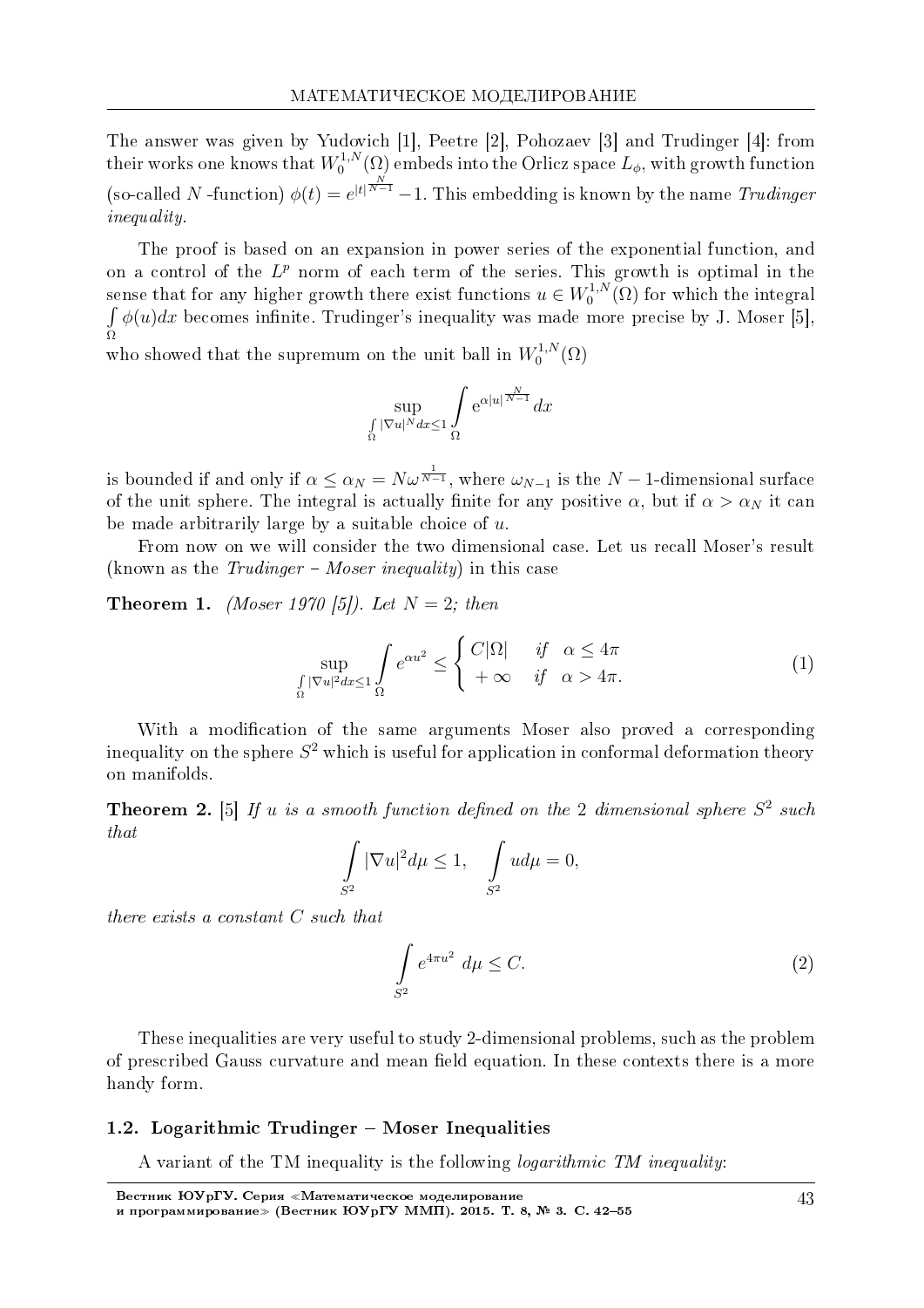The answer was given by Yudovich [1], Peetre [2], Pohozaev [3] and Trudinger [4]: from their works one knows that $W_0^{1,N}(\Omega)$ embeds into the Orlicz space $L_\phi$, with growth function (so-called $N$ -function) $\phi(t) = e^{|t|^{\frac{N}{N-1}}} - 1$. This embedding is known by the name *Trudinger inequality*.

The proof is based on an expansion in power series of the exponential function, and on a control of the $L^p$ norm of each term of the series. This growth is optimal in the sense that for any higher growth there exist functions $u \in W_0^{1,N}(\Omega)$ for which the integral $\int\limits_\Omega \phi(u)dx$ becomes infinite. Trudinger's inequality was made more precise by J. Moser [5], who showed that the supremum on the unit ball in $W_0^{1,N}(\Omega)$

$$\sup_{\int\limits_\Omega |\nabla u|^N dx \leq 1} \int\limits_\Omega \mathrm{e}^{\alpha |u|^{\frac{N}{N-1}}} dx$$

is bounded if and only if $\alpha \leq \alpha_N = N\omega^{\frac{1}{N-1}}$, where $\omega_{N-1}$ is the $N-1$-dimensional surface of the unit sphere. The integral is actually finite for any positive $\alpha$, but if $\alpha > \alpha_N$ it can be made arbitrarily large by a suitable choice of $u$.

From now on we will consider the two dimensional case. Let us recall Moser's result (known as the *Trudinger – Moser inequality*) in this case

**Theorem 1.** *(Moser 1970 [5]). Let $N = 2$; then*

$$\sup_{\int\limits_\Omega |\nabla u|^2 dx \leq 1} \int\limits_\Omega e^{\alpha u^2} \leq \begin{cases} C|\Omega| & \text{if} \quad \alpha \leq 4\pi \\ +\infty & \text{if} \quad \alpha > 4\pi. \end{cases} \tag{1}$$

With a modification of the same arguments Moser also proved a corresponding inequality on the sphere $S^2$ which is useful for application in conformal deformation theory on manifolds.

**Theorem 2.** [5] *If $u$ is a smooth function defined on the 2 dimensional sphere $S^2$ such that*

$$\int\limits_{S^2} |\nabla u|^2 d\mu \leq 1, \quad \int\limits_{S^2} u d\mu = 0,$$

*there exists a constant $C$ such that*

$$\int\limits_{S^2} e^{4\pi u^2} \, d\mu \leq C. \tag{2}$$

These inequalities are very useful to study 2-dimensional problems, such as the problem of prescribed Gauss curvature and mean field equation. In these contexts there is a more handy form.

### 1.2. Logarithmic Trudinger – Moser Inequalities

A variant of the TM inequality is the following *logarithmic TM inequality*: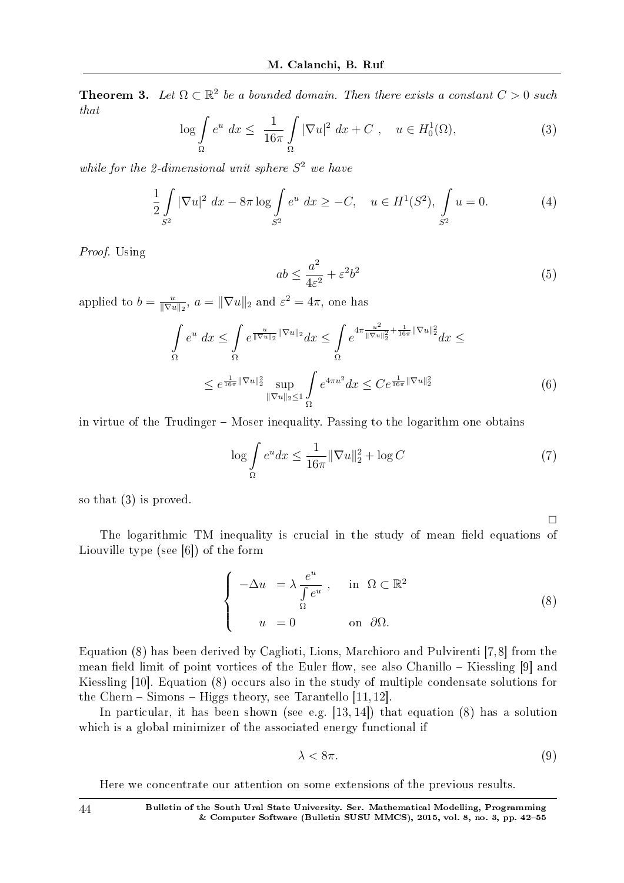**Theorem 3.** *Let $\Omega \subset \mathbb{R}^2$ be a bounded domain. Then there exists a constant $C > 0$ such that*

$$\log \int_\Omega e^u \, dx \leq \frac{1}{16\pi} \int_\Omega |\nabla u|^2 \, dx + C \ , \quad u \in H_0^1(\Omega), \tag{3}$$

*while for the 2-dimensional unit sphere $S^2$ we have*

$$\frac{1}{2} \int_{S^2} |\nabla u|^2 \, dx - 8\pi \log \int_{S^2} e^u \, dx \geq -C, \quad u \in H^1(S^2), \ \int_{S^2} u = 0. \tag{4}$$

*Proof.* Using

$$ab \leq \frac{a^2}{4\varepsilon^2} + \varepsilon^2 b^2 \tag{5}$$

applied to $b = \frac{u}{\|\nabla u\|_2}$, $a = \|\nabla u\|_2$ and $\varepsilon^2 = 4\pi$, one has

$$\int_\Omega e^u \, dx \leq \int_\Omega e^{\frac{u}{\|\nabla u\|_2}\|\nabla u\|_2} dx \leq \int_\Omega e^{4\pi \frac{u^2}{\|\nabla u\|_2^2} + \frac{1}{16\pi}\|\nabla u\|_2^2} dx \leq$$

$$\leq e^{\frac{1}{16\pi}\|\nabla u\|_2^2} \sup_{\|\nabla u\|_2 \leq 1} \int_\Omega e^{4\pi u^2} dx \leq C e^{\frac{1}{16\pi}\|\nabla u\|_2^2} \tag{6}$$

in virtue of the Trudinger – Moser inequality. Passing to the logarithm one obtains

$$\log \int_\Omega e^u dx \leq \frac{1}{16\pi}\|\nabla u\|_2^2 + \log C \tag{7}$$

so that (3) is proved.

□

The logarithmic TM inequality is crucial in the study of mean field equations of Liouville type (see [6]) of the form

$$\begin{cases} -\Delta u &= \lambda \dfrac{e^u}{\int_\Omega e^u} \ , \quad \text{in } \ \Omega \subset \mathbb{R}^2 \\ \quad\ u &= 0 \qquad\qquad \text{on } \ \partial\Omega. \end{cases} \tag{8}$$

Equation (8) has been derived by Caglioti, Lions, Marchioro and Pulvirenti [7, 8] from the mean field limit of point vortices of the Euler flow, see also Chanillo – Kiessling [9] and Kiessling [10]. Equation (8) occurs also in the study of multiple condensate solutions for the Chern – Simons – Higgs theory, see Tarantello [11, 12].

In particular, it has been shown (see e.g. [13, 14]) that equation (8) has a solution which is a global minimizer of the associated energy functional if

$$\lambda < 8\pi. \tag{9}$$

Here we concentrate our attention on some extensions of the previous results.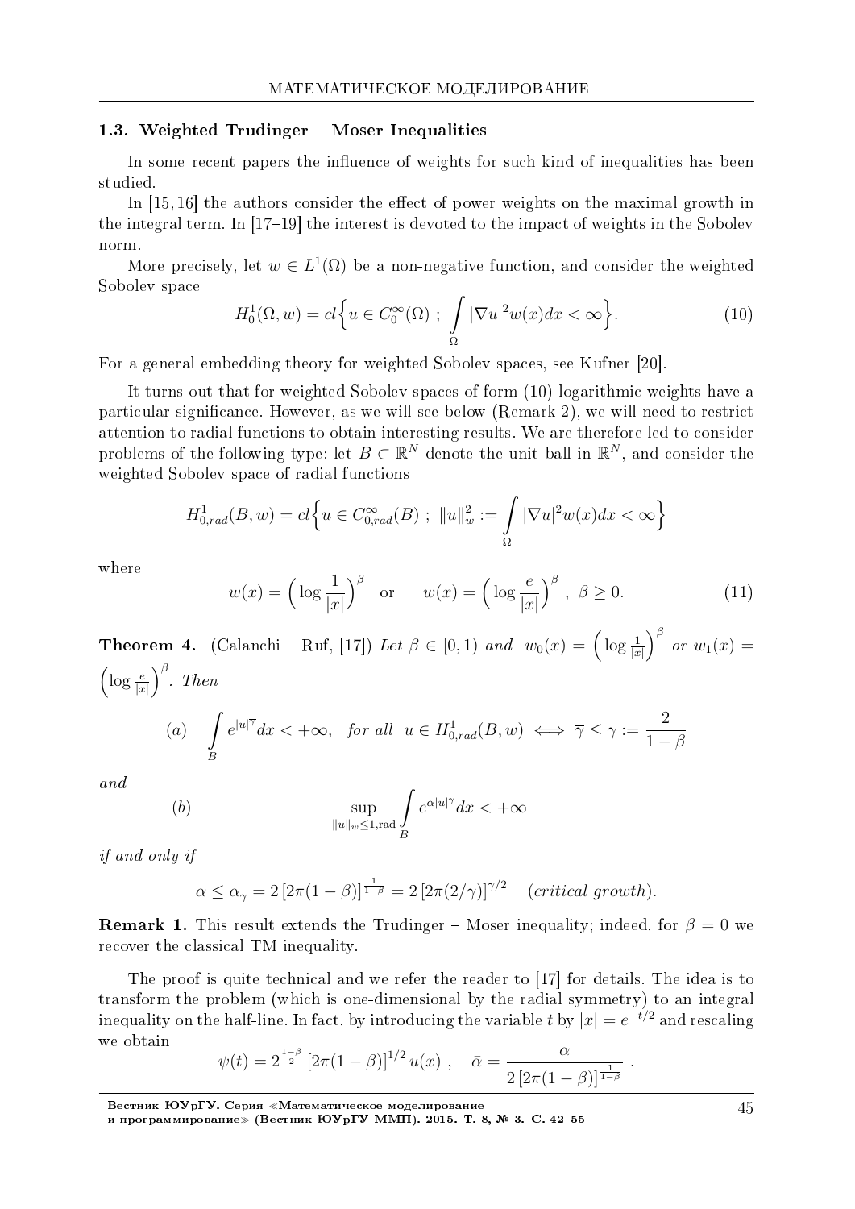### 1.3. Weighted Trudinger – Moser Inequalities

In some recent papers the influence of weights for such kind of inequalities has been studied.

In [15, 16] the authors consider the effect of power weights on the maximal growth in the integral term. In [17–19] the interest is devoted to the impact of weights in the Sobolev norm.

More precisely, let $w \in L^1(\Omega)$ be a non-negative function, and consider the weighted Sobolev space

$$H_0^1(\Omega, w) = cl\Big\{u \in C_0^\infty(\Omega) \; ; \; \int_\Omega |\nabla u|^2 w(x) dx < \infty\Big\}. \tag{10}$$

For a general embedding theory for weighted Sobolev spaces, see Kufner [20].

It turns out that for weighted Sobolev spaces of form (10) logarithmic weights have a particular significance. However, as we will see below (Remark 2), we will need to restrict attention to radial functions to obtain interesting results. We are therefore led to consider problems of the following type: let $B \subset \mathbb{R}^N$ denote the unit ball in $\mathbb{R}^N$, and consider the weighted Sobolev space of radial functions

$$H_{0,rad}^1(B, w) = cl\Big\{u \in C_{0,rad}^\infty(B) \; ; \; \|u\|_w^2 := \int_\Omega |\nabla u|^2 w(x) dx < \infty\Big\}$$

where

$$w(x) = \Big(\log \frac{1}{|x|}\Big)^\beta \quad \text{or} \qquad w(x) = \Big(\log \frac{e}{|x|}\Big)^\beta, \; \beta \geq 0. \tag{11}$$

**Theorem 4.** (Calanchi – Ruf, [17]) *Let* $\beta \in [0, 1)$ *and* $w_0(x) = \Big(\log \frac{1}{|x|}\Big)^\beta$ *or* $w_1(x) = \Big(\log \frac{e}{|x|}\Big)^\beta$. *Then*

$$(a) \quad \int_B e^{|u|^{\overline{\gamma}}} dx < +\infty, \quad \textit{for all} \;\; u \in H_{0,rad}^1(B, w) \iff \overline{\gamma} \leq \gamma := \frac{2}{1-\beta}$$

*and*

$$(b) \qquad\qquad \sup_{\|u\|_w \leq 1, \mathrm{rad}} \int_B e^{\alpha |u|^\gamma} dx < +\infty$$

*if and only if*

$$\alpha \leq \alpha_\gamma = 2\left[2\pi(1-\beta)\right]^{\frac{1}{1-\beta}} = 2\left[2\pi(2/\gamma)\right]^{\gamma/2} \quad (\textit{critical growth}).$$

**Remark 1.** This result extends the Trudinger – Moser inequality; indeed, for $\beta = 0$ we recover the classical TM inequality.

The proof is quite technical and we refer the reader to [17] for details. The idea is to transform the problem (which is one-dimensional by the radial symmetry) to an integral inequality on the half-line. In fact, by introducing the variable $t$ by $|x| = e^{-t/2}$ and rescaling we obtain

$$\psi(t) = 2^{\frac{1-\beta}{2}} \left[2\pi(1-\beta)\right]^{1/2} u(x) \; , \quad \bar{\alpha} = \frac{\alpha}{2\left[2\pi(1-\beta)\right]^{\frac{1}{1-\beta}}} \; .$$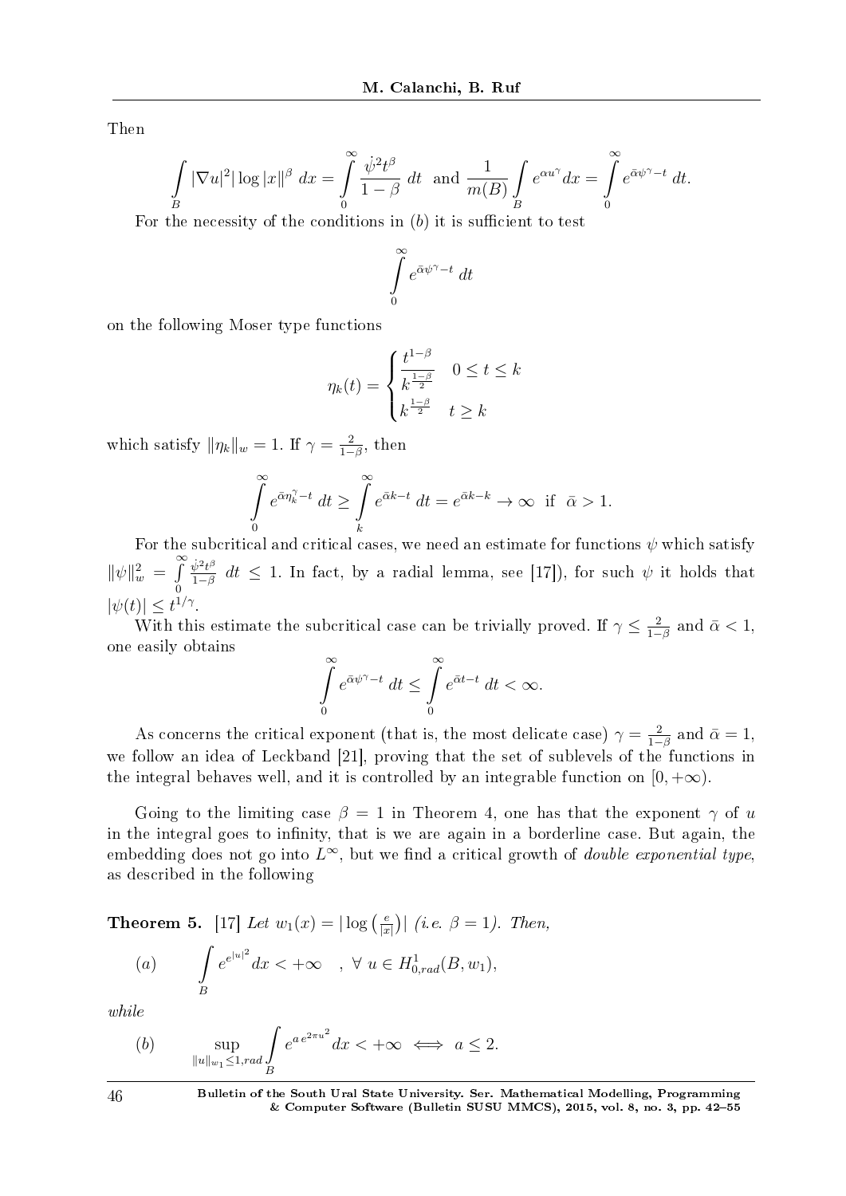Then

$$\int_B |\nabla u|^2 |\log|x||^\beta \, dx = \int_0^\infty \frac{\dot{\psi}^2 t^\beta}{1-\beta} \, dt \quad \text{and} \quad \frac{1}{m(B)} \int_B e^{\alpha u^\gamma} dx = \int_0^\infty e^{\bar{\alpha}\psi^\gamma - t} \, dt.$$

For the necessity of the conditions in $(b)$ it is sufficient to test

$$\int_0^\infty e^{\bar{\alpha}\psi^\gamma - t} \, dt$$

on the following Moser type functions

$$\eta_k(t) = \begin{cases} \dfrac{t^{1-\beta}}{k^{\frac{1-\beta}{2}}} & 0 \le t \le k \\ k^{\frac{1-\beta}{2}} & t \ge k \end{cases}$$

which satisfy $\|\eta_k\|_w = 1$. If $\gamma = \frac{2}{1-\beta}$, then

$$\int_0^\infty e^{\bar{\alpha}\eta_k^\gamma - t} \, dt \ge \int_k^\infty e^{\bar{\alpha}k - t} \, dt = e^{\bar{\alpha}k - k} \to \infty \ \text{ if } \ \bar{\alpha} > 1.$$

For the subcritical and critical cases, we need an estimate for functions $\psi$ which satisfy $\|\psi\|_w^2 = \int_0^\infty \frac{\dot{\psi}^2 t^\beta}{1-\beta} \, dt \le 1$. In fact, by a radial lemma, see [17]), for such $\psi$ it holds that $|\psi(t)| \le t^{1/\gamma}$.

With this estimate the subcritical case can be trivially proved. If $\gamma \le \frac{2}{1-\beta}$ and $\bar{\alpha} < 1$, one easily obtains

$$\int_0^\infty e^{\bar{\alpha}\psi^\gamma - t} \, dt \le \int_0^\infty e^{\bar{\alpha}t - t} \, dt < \infty.$$

As concerns the critical exponent (that is, the most delicate case) $\gamma = \frac{2}{1-\beta}$ and $\bar{\alpha} = 1$, we follow an idea of Leckband [21], proving that the set of sublevels of the functions in the integral behaves well, and it is controlled by an integrable function on $[0, +\infty)$.

Going to the limiting case $\beta = 1$ in Theorem 4, one has that the exponent $\gamma$ of $u$ in the integral goes to infinity, that is we are again in a borderline case. But again, the embedding does not go into $L^\infty$, but we find a critical growth of *double exponential type*, as described in the following

**Theorem 5.** [17] *Let $w_1(x) = |\log\left(\frac{e}{|x|}\right)|$ (i.e. $\beta = 1$). Then,*

$$(a) \qquad \int_B e^{e^{|u|^2}} dx < +\infty \quad , \ \forall \ u \in H^1_{0,rad}(B, w_1),$$

*while*

$$(b) \qquad \sup_{\|u\|_{w_1} \le 1, rad} \int_B e^{a\, e^{2\pi u^2}} dx < +\infty \iff a \le 2.$$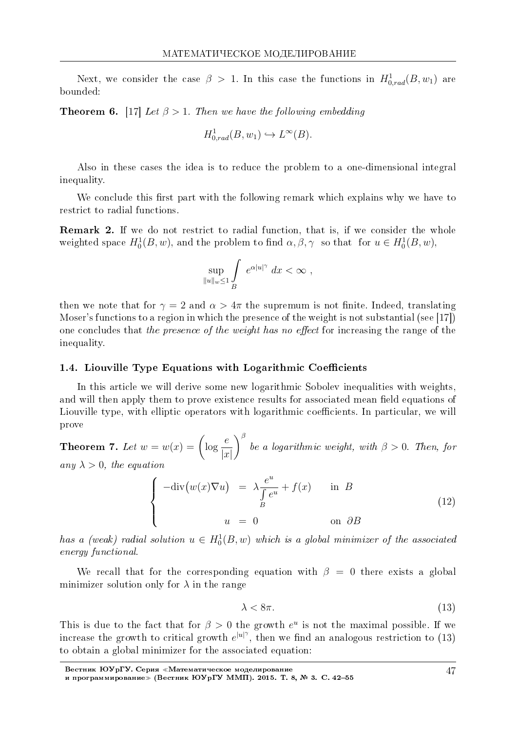Next, we consider the case $\beta > 1$. In this case the functions in $H^1_{0,rad}(B, w_1)$ are bounded:

**Theorem 6.** [17] *Let $\beta > 1$. Then we have the following embedding*

$$H^1_{0,rad}(B, w_1) \hookrightarrow L^\infty(B).$$

Also in these cases the idea is to reduce the problem to a one-dimensional integral inequality.

We conclude this first part with the following remark which explains why we have to restrict to radial functions.

**Remark 2.** If we do not restrict to radial function, that is, if we consider the whole weighted space $H^1_0(B, w)$, and the problem to find $\alpha, \beta, \gamma$ so that for $u \in H^1_0(B, w)$,

$$\sup_{\|u\|_w \le 1} \int\limits_B e^{\alpha |u|^\gamma} \, dx < \infty \ ,$$

then we note that for $\gamma = 2$ and $\alpha > 4\pi$ the supremum is not finite. Indeed, translating Moser's functions to a region in which the presence of the weight is not substantial (see [17]) one concludes that *the presence of the weight has no effect* for increasing the range of the inequality.

### 1.4. Liouville Type Equations with Logarithmic Coefficients

In this article we will derive some new logarithmic Sobolev inequalities with weights, and will then apply them to prove existence results for associated mean field equations of Liouville type, with elliptic operators with logarithmic coefficients. In particular, we will prove

**Theorem 7.** *Let $w = w(x) = \left(\log \dfrac{e}{|x|}\right)^\beta$ be a logarithmic weight, with $\beta > 0$. Then, for any $\lambda > 0$, the equation*

$$\left\{ \begin{array}{rcll} -\mathrm{div}\big(w(x)\nabla u\big) & = & \lambda \dfrac{e^u}{\int\limits_B e^u} + f(x) & \text{in } B \\ & & & \\ u & = & 0 & \text{on } \partial B \end{array} \right. \tag{12}$$

*has a (weak) radial solution $u \in H^1_0(B, w)$ which is a global minimizer of the associated energy functional.*

We recall that for the corresponding equation with $\beta = 0$ there exists a global minimizer solution only for $\lambda$ in the range

$$\lambda < 8\pi. \tag{13}$$

This is due to the fact that for $\beta > 0$ the growth $e^u$ is not the maximal possible. If we increase the growth to critical growth $e^{|u|^\gamma}$, then we find an analogous restriction to (13) to obtain a global minimizer for the associated equation: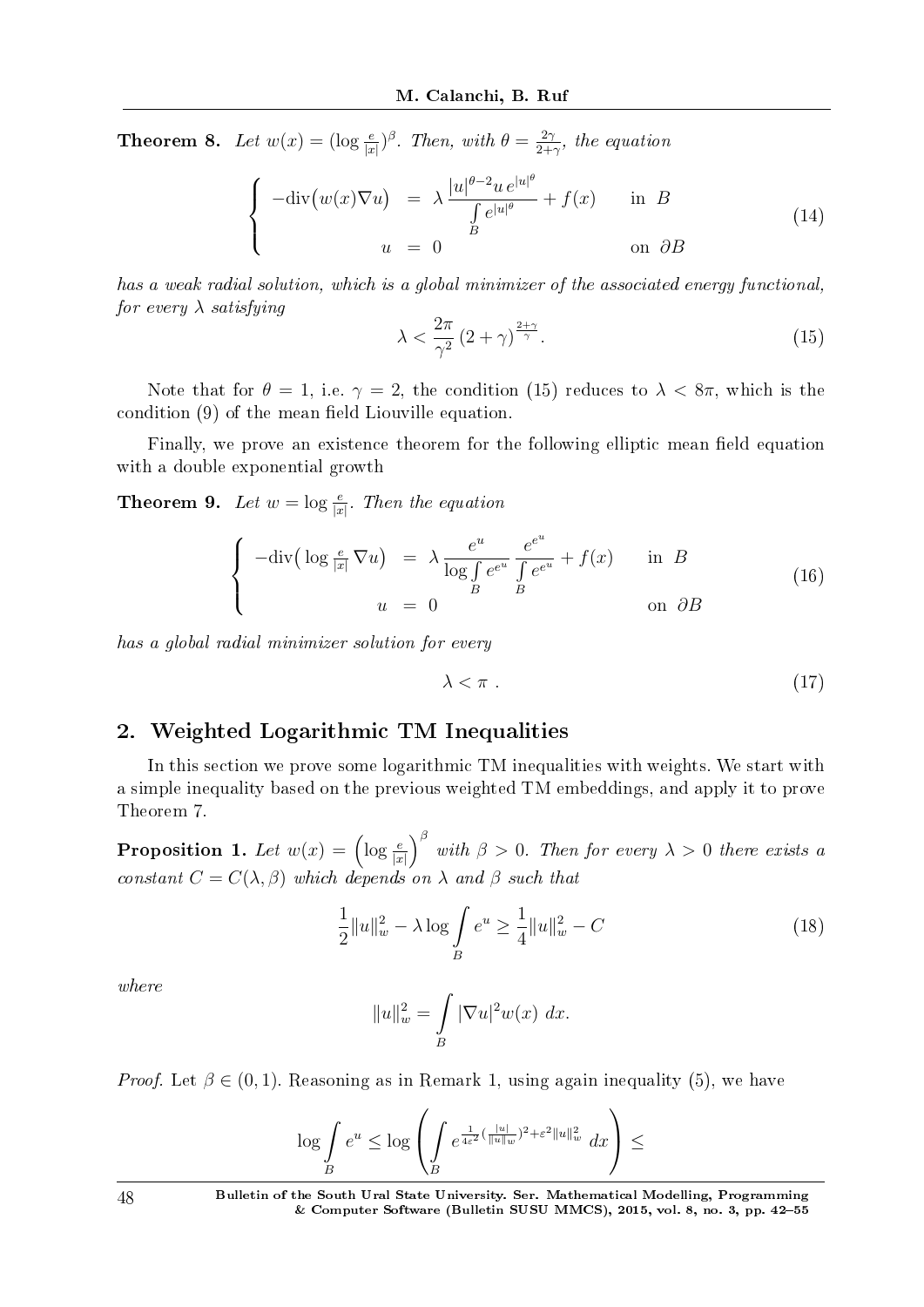**Theorem 8.** *Let $w(x) = (\log \frac{e}{|x|})^\beta$. Then, with $\theta = \frac{2\gamma}{2+\gamma}$, the equation*

$$
\begin{cases}
-\mathrm{div}\big(w(x)\nabla u\big) & = & \lambda \dfrac{|u|^{\theta-2}u\, e^{|u|^\theta}}{\int\limits_B e^{|u|^\theta}} + f(x) & \text{in } B \\
u & = & 0 & \text{on } \partial B
\end{cases}
\tag{14}
$$

*has a weak radial solution, which is a global minimizer of the associated energy functional, for every $\lambda$ satisfying*

$$
\lambda < \frac{2\pi}{\gamma^2}\,(2+\gamma)^{\frac{2+\gamma}{\gamma}}. \tag{15}
$$

Note that for $\theta = 1$, i.e. $\gamma = 2$, the condition (15) reduces to $\lambda < 8\pi$, which is the condition (9) of the mean field Liouville equation.

Finally, we prove an existence theorem for the following elliptic mean field equation with a double exponential growth

**Theorem 9.** *Let $w = \log \frac{e}{|x|}$. Then the equation*

$$
\begin{cases}
-\mathrm{div}\big(\log \frac{e}{|x|}\,\nabla u\big) & = & \lambda \dfrac{e^u}{\log \int\limits_B e^{e^u}} \dfrac{e^{e^u}}{\int\limits_B e^{e^u}} + f(x) & \text{in } B \\
u & = & 0 & \text{on } \partial B
\end{cases}
\tag{16}
$$

*has a global radial minimizer solution for every*

$$
\lambda < \pi\ . \tag{17}
$$

## 2. Weighted Logarithmic TM Inequalities

In this section we prove some logarithmic TM inequalities with weights. We start with a simple inequality based on the previous weighted TM embeddings, and apply it to prove Theorem 7.

**Proposition 1.** *Let $w(x) = \left(\log \frac{e}{|x|}\right)^\beta$ with $\beta > 0$. Then for every $\lambda > 0$ there exists a constant $C = C(\lambda, \beta)$ which depends on $\lambda$ and $\beta$ such that*

$$
\frac{1}{2}\|u\|_w^2 - \lambda \log \int\limits_B e^u \geq \frac{1}{4}\|u\|_w^2 - C \tag{18}
$$

*where*

$$
\|u\|_w^2 = \int\limits_B |\nabla u|^2 w(x)\ dx.
$$

*Proof.* Let $\beta \in (0,1)$. Reasoning as in Remark 1, using again inequality (5), we have

$$
\log \int\limits_B e^u \leq \log \left( \int\limits_B e^{\frac{1}{4\varepsilon^2}(\frac{|u|}{\|u\|_w})^2 + \varepsilon^2 \|u\|_w^2}\ dx \right) \leq
$$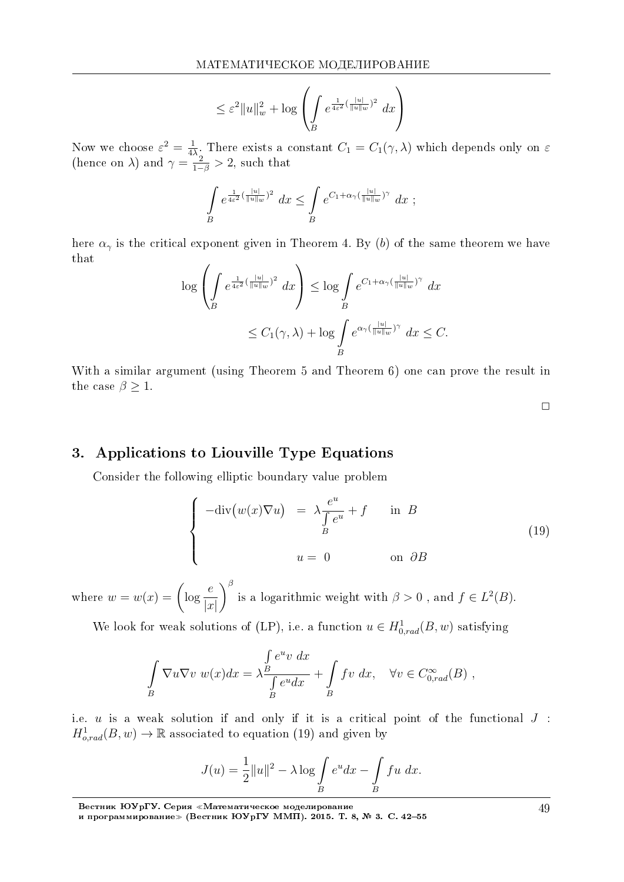$$\leq \varepsilon^2 \|u\|_w^2 + \log \left( \int_B e^{\frac{1}{4\varepsilon^2}(\frac{|u|}{\|u\|_w})^2} \, dx \right)$$

Now we choose $\varepsilon^2 = \frac{1}{4\lambda}$. There exists a constant $C_1 = C_1(\gamma, \lambda)$ which depends only on $\varepsilon$ (hence on $\lambda$) and $\gamma = \frac{2}{1-\beta} > 2$, such that

$$\int_B e^{\frac{1}{4\varepsilon^2}(\frac{|u|}{\|u\|_w})^2} \, dx \leq \int_B e^{C_1 + \alpha_\gamma (\frac{|u|}{\|u\|_w})^\gamma} \, dx \ ;$$

here $\alpha_\gamma$ is the critical exponent given in Theorem 4. By $(b)$ of the same theorem we have that

$$\log \left( \int_B e^{\frac{1}{4\varepsilon^2}(\frac{|u|}{\|u\|_w})^2} \, dx \right) \leq \log \int_B e^{C_1 + \alpha_\gamma (\frac{|u|}{\|u\|_w})^\gamma} \, dx$$

$$\leq C_1(\gamma, \lambda) + \log \int_B e^{\alpha_\gamma (\frac{|u|}{\|u\|_w})^\gamma} \, dx \leq C.$$

With a similar argument (using Theorem 5 and Theorem 6) one can prove the result in the case $\beta \geq 1$.

□

## 3. Applications to Liouville Type Equations

Consider the following elliptic boundary value problem

$$\begin{cases} -\mathrm{div}\big(w(x)\nabla u\big) = \lambda \dfrac{e^u}{\int_B e^u} + f & \text{in } B \\ \\ u = 0 & \text{on } \partial B \end{cases} \tag{19}$$

where $w = w(x) = \left( \log \dfrac{e}{|x|} \right)^\beta$ is a logarithmic weight with $\beta > 0$ , and $f \in L^2(B)$.

We look for weak solutions of (LP), i.e. a function $u \in H^1_{0,rad}(B, w)$ satisfying

$$\int_B \nabla u \nabla v \ w(x) dx = \lambda \frac{\int_B e^u v \ dx}{\int_B e^u dx} + \int_B f v \ dx, \quad \forall v \in C^\infty_{0,rad}(B) \ ,$$

i.e. $u$ is a weak solution if and only if it is a critical point of the functional $J$ : $H^1_{o,rad}(B, w) \to \mathbb{R}$ associated to equation (19) and given by

$$J(u) = \frac{1}{2}\|u\|^2 - \lambda \log \int_B e^u dx - \int_B f u \ dx.$$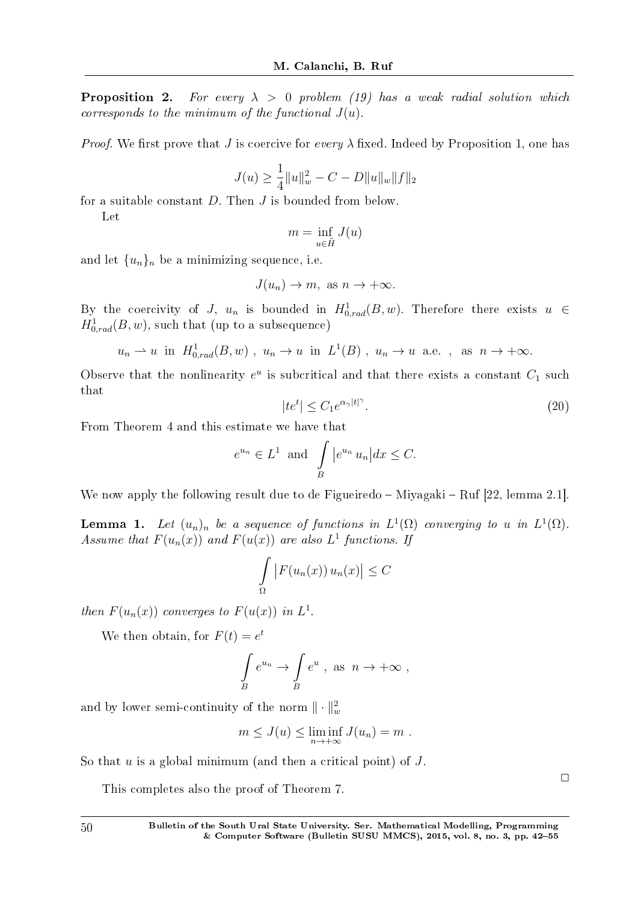**Proposition 2.** *For every $\lambda > 0$ problem (19) has a weak radial solution which corresponds to the minimum of the functional $J(u)$.*

*Proof.* We first prove that $J$ is coercive for *every* $\lambda$ fixed. Indeed by Proposition 1, one has

$$J(u) \geq \frac{1}{4}\|u\|_w^2 - C - D\|u\|_w\|f\|_2$$

for a suitable constant $D$. Then $J$ is bounded from below.

Let

$$m = \inf_{u \in \tilde{H}} J(u)$$

and let $\{u_n\}_n$ be a minimizing sequence, i.e.

$$J(u_n) \to m, \text{ as } n \to +\infty.$$

By the coercivity of $J$, $u_n$ is bounded in $H^1_{0,rad}(B,w)$. Therefore there exists $u \in H^1_{0,rad}(B,w)$, such that (up to a subsequence)

$$u_n \rightharpoonup u \text{ in } H^1_{0,rad}(B,w) \ , \ u_n \to u \text{ in } L^1(B) \ , \ u_n \to u \text{ a.e. } , \text{ as } n \to +\infty.$$

Observe that the nonlinearity $e^u$ is subcritical and that there exists a constant $C_1$ such that

$$|te^t| \leq C_1 e^{\alpha_\gamma |t|^\gamma}. \tag{20}$$

From Theorem 4 and this estimate we have that

$$e^{u_n} \in L^1 \text{ and } \int_B \left|e^{u_n} u_n\right| dx \leq C.$$

We now apply the following result due to de Figueiredo – Miyagaki – Ruf [22, lemma 2.1].

**Lemma 1.** *Let $(u_n)_n$ be a sequence of functions in $L^1(\Omega)$ converging to $u$ in $L^1(\Omega)$. Assume that $F(u_n(x))$ and $F(u(x))$ are also $L^1$ functions. If*

$$\int_\Omega \left|F(u_n(x))\, u_n(x)\right| \leq C$$

*then $F(u_n(x))$ converges to $F(u(x))$ in $L^1$.*

We then obtain, for $F(t) = e^t$

$$\int_B e^{u_n} \to \int_B e^u \ , \text{ as } n \to +\infty \ ,$$

and by lower semi-continuity of the norm $\|\cdot\|_w^2$

$$m \leq J(u) \leq \liminf_{n \to +\infty} J(u_n) = m \ .$$

So that $u$ is a global minimum (and then a critical point) of $J$.

□

This completes also the proof of Theorem 7.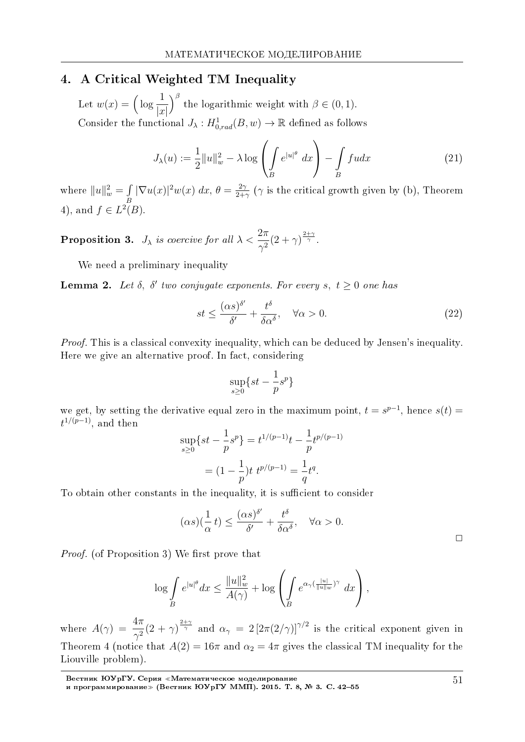## 4. A Critical Weighted TM Inequality

Let $w(x) = \Big(\log \dfrac{1}{|x|}\Big)^{\beta}$ the logarithmic weight with $\beta \in (0,1)$.

Consider the functional $J_\lambda : H^1_{0,rad}(B,w) \to \mathbb{R}$ defined as follows

$$J_\lambda(u) := \frac{1}{2}\|u\|_w^2 - \lambda \log\left(\int_B e^{|u|^\theta}\, dx\right) - \int_B f u dx \tag{21}$$

where $\|u\|_w^2 = \int_B |\nabla u(x)|^2 w(x)\, dx$, $\theta = \frac{2\gamma}{2+\gamma}$ ($\gamma$ is the critical growth given by (b), Theorem 4), and $f \in L^2(B)$.

**Proposition 3.** *$J_\lambda$ is coercive for all $\lambda < \dfrac{2\pi}{\gamma^2}(2+\gamma)^{\frac{2+\gamma}{\gamma}}$.*

We need a preliminary inequality

**Lemma 2.** *Let $\delta,\ \delta'$ two conjugate exponents. For every $s,\ t \geq 0$ one has*

$$st \leq \frac{(\alpha s)^{\delta'}}{\delta'} + \frac{t^\delta}{\delta \alpha^\delta}, \quad \forall \alpha > 0. \tag{22}$$

*Proof.* This is a classical convexity inequality, which can be deduced by Jensen's inequality. Here we give an alternative proof. In fact, considering

$$\sup_{s\geq 0}\{st - \frac{1}{p}s^p\}$$

we get, by setting the derivative equal zero in the maximum point, $t = s^{p-1}$, hence $s(t) = t^{1/(p-1)}$, and then

$$\sup_{s\geq 0}\{st - \frac{1}{p}s^p\} = t^{1/(p-1)}t - \frac{1}{p}t^{p/(p-1)}$$
$$= (1 - \frac{1}{p})t\ t^{p/(p-1)} = \frac{1}{q}t^q.$$

To obtain other constants in the inequality, it is sufficient to consider

$$(\alpha s)(\frac{1}{\alpha}\, t) \leq \frac{(\alpha s)^{\delta'}}{\delta'} + \frac{t^\delta}{\delta \alpha^\delta}, \quad \forall \alpha > 0.$$

□

*Proof.* (of Proposition 3) We first prove that

$$\log \int_B e^{|u|^\theta} dx \leq \frac{\|u\|_w^2}{A(\gamma)} + \log\left(\int_B e^{\alpha_\gamma (\frac{|u|}{\|u\|_w})^\gamma}\, dx\right),$$

where $A(\gamma) = \dfrac{4\pi}{\gamma^2}(2+\gamma)^{\frac{2+\gamma}{\gamma}}$ and $\alpha_\gamma = 2\,[2\pi(2/\gamma)]^{\gamma/2}$ is the critical exponent given in Theorem 4 (notice that $A(2) = 16\pi$ and $\alpha_2 = 4\pi$ gives the classical TM inequality for the Liouville problem).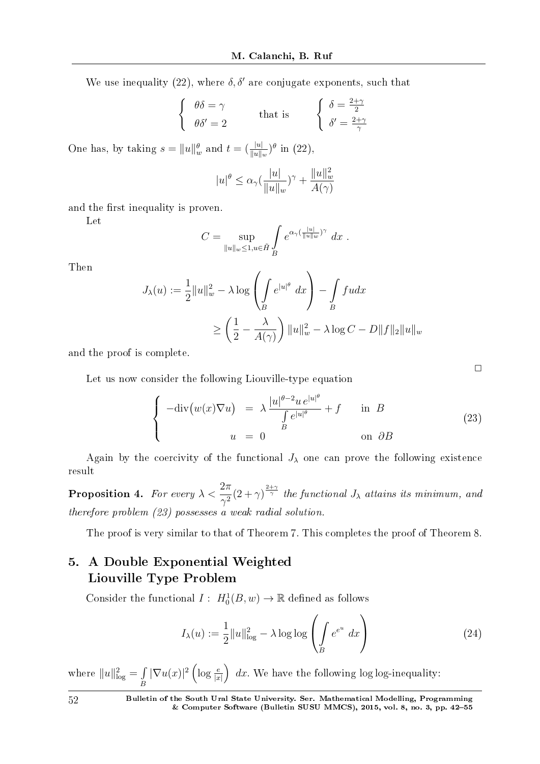We use inequality (22), where $\delta, \delta'$ are conjugate exponents, such that

$$\begin{cases} \theta\delta = \gamma \\ \theta\delta' = 2 \end{cases} \qquad \text{that is} \qquad \begin{cases} \delta = \frac{2+\gamma}{2} \\ \delta' = \frac{2+\gamma}{\gamma} \end{cases}$$

One has, by taking $s = \|u\|_w^\theta$ and $t = (\frac{|u|}{\|u\|_w})^\theta$ in (22),

$$|u|^\theta \leq \alpha_\gamma (\frac{|u|}{\|u\|_w})^\gamma + \frac{\|u\|_w^2}{A(\gamma)}$$

and the first inequality is proven.

Let

$$C = \sup_{\|u\|_w \leq 1, u \in \tilde{H}} \int_B e^{\alpha_\gamma (\frac{|u|}{\|u\|_w})^\gamma} \, dx \, .$$

Then

$$\begin{aligned} J_\lambda(u) &:= \frac{1}{2}\|u\|_w^2 - \lambda \log \left( \int_B e^{|u|^\theta} \, dx \right) - \int_B f u dx \\ &\geq \left( \frac{1}{2} - \frac{\lambda}{A(\gamma)} \right) \|u\|_w^2 - \lambda \log C - D\|f\|_2 \|u\|_w \end{aligned}$$

and the proof is complete.

$\square$

Let us now consider the following Liouville-type equation

$$\begin{cases} -\mathrm{div}\big(w(x)\nabla u\big) &= \lambda \dfrac{|u|^{\theta-2} u \, e^{|u|^\theta}}{\int_B e^{|u|^\theta}} + f \qquad \text{in } B \\ u &= 0 \qquad\qquad\qquad\qquad \text{on } \partial B \end{cases} \tag{23}$$

Again by the coercivity of the functional $J_\lambda$ one can prove the following existence result

**Proposition 4.** *For every* $\lambda < \dfrac{2\pi}{\gamma^2}(2+\gamma)^{\frac{2+\gamma}{\gamma}}$ *the functional* $J_\lambda$ *attains its minimum, and therefore problem (23) possesses a weak radial solution.*

The proof is very similar to that of Theorem 7. This completes the proof of Theorem 8.

## 5. A Double Exponential Weighted Liouville Type Problem

Consider the functional $I: \; H_0^1(B, w) \to \mathbb{R}$ defined as follows

$$I_\lambda(u) := \frac{1}{2}\|u\|_{\log}^2 - \lambda \log\log \left( \int_B e^{e^u} \, dx \right) \tag{24}$$

where $\|u\|_{\log}^2 = \int_B |\nabla u(x)|^2 \left( \log \frac{e}{|x|} \right) \, dx$. We have the following log log-inequality: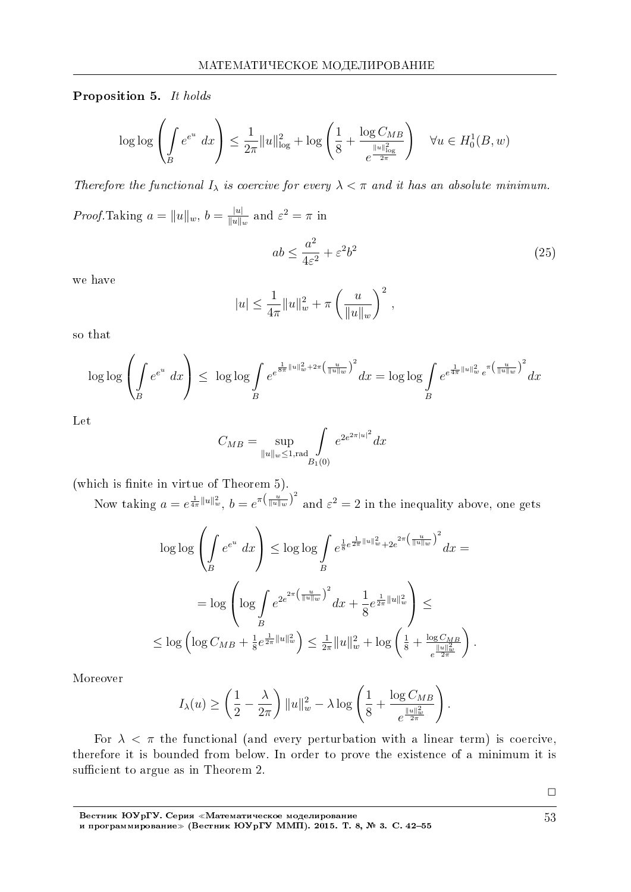**Proposition 5.** *It holds*

$$\log\log\left(\int_B e^{e^u}\,dx\right) \le \frac{1}{2\pi}\|u\|_{\log}^2 + \log\left(\frac{1}{8} + \frac{\log C_{MB}}{e^{\frac{\|u\|_{\log}^2}{2\pi}}}\right) \quad \forall u \in H_0^1(B,w)$$

*Therefore the functional $I_\lambda$ is coercive for every $\lambda < \pi$ and it has an absolute minimum.*

*Proof.* Taking $a = \|u\|_w$, $b = \frac{|u|}{\|u\|_w}$ and $\varepsilon^2 = \pi$ in

$$ab \le \frac{a^2}{4\varepsilon^2} + \varepsilon^2 b^2 \tag{25}$$

we have

$$|u| \le \frac{1}{4\pi}\|u\|_w^2 + \pi\left(\frac{u}{\|u\|_w}\right)^2,$$

so that

$$\log\log\left(\int_B e^{e^u}\,dx\right) \le \log\log\int_B e^{e^{\frac{1}{8\pi}\|u\|_w^2 + 2\pi\left(\frac{u}{\|u\|_w}\right)^2}}dx = \log\log\int_B e^{e^{\frac{1}{4\pi}\|u\|_w^2}e^{\pi\left(\frac{u}{\|u\|_w}\right)^2}}dx$$

Let

$$C_{MB} = \sup_{\|u\|_w\le 1,\mathrm{rad}}\int_{B_1(0)} e^{2e^{2\pi|u|^2}}dx$$

(which is finite in virtue of Theorem 5).

Now taking $a = e^{\frac{1}{4\pi}\|u\|_w^2}$, $b = e^{\pi\left(\frac{u}{\|u\|_w}\right)^2}$ and $\varepsilon^2 = 2$ in the inequality above, one gets

$$\log\log\left(\int_B e^{e^u}\,dx\right) \le \log\log\int_B e^{\frac{1}{8}e^{\frac{1}{2\pi}\|u\|_w^2} + 2e^{2\pi\left(\frac{u}{\|u\|_w}\right)^2}}dx =$$

$$= \log\left(\log\int_B e^{2e^{2\pi\left(\frac{u}{\|u\|_w}\right)^2}}dx + \frac{1}{8}e^{\frac{1}{2\pi}\|u\|_w^2}\right) \le$$

$$\le \log\left(\log C_{MB} + \tfrac{1}{8}e^{\frac{1}{2\pi}\|u\|_w^2}\right) \le \tfrac{1}{2\pi}\|u\|_w^2 + \log\left(\tfrac{1}{8} + \tfrac{\log C_{MB}}{e^{\frac{\|u\|_w^2}{2\pi}}}\right).$$

Moreover

$$I_\lambda(u) \ge \left(\frac{1}{2} - \frac{\lambda}{2\pi}\right)\|u\|_w^2 - \lambda\log\left(\frac{1}{8} + \frac{\log C_{MB}}{e^{\frac{\|u\|_w^2}{2\pi}}}\right).$$

For $\lambda < \pi$ the functional (and every perturbation with a linear term) is coercive, therefore it is bounded from below. In order to prove the existence of a minimum it is sufficient to argue as in Theorem 2.

□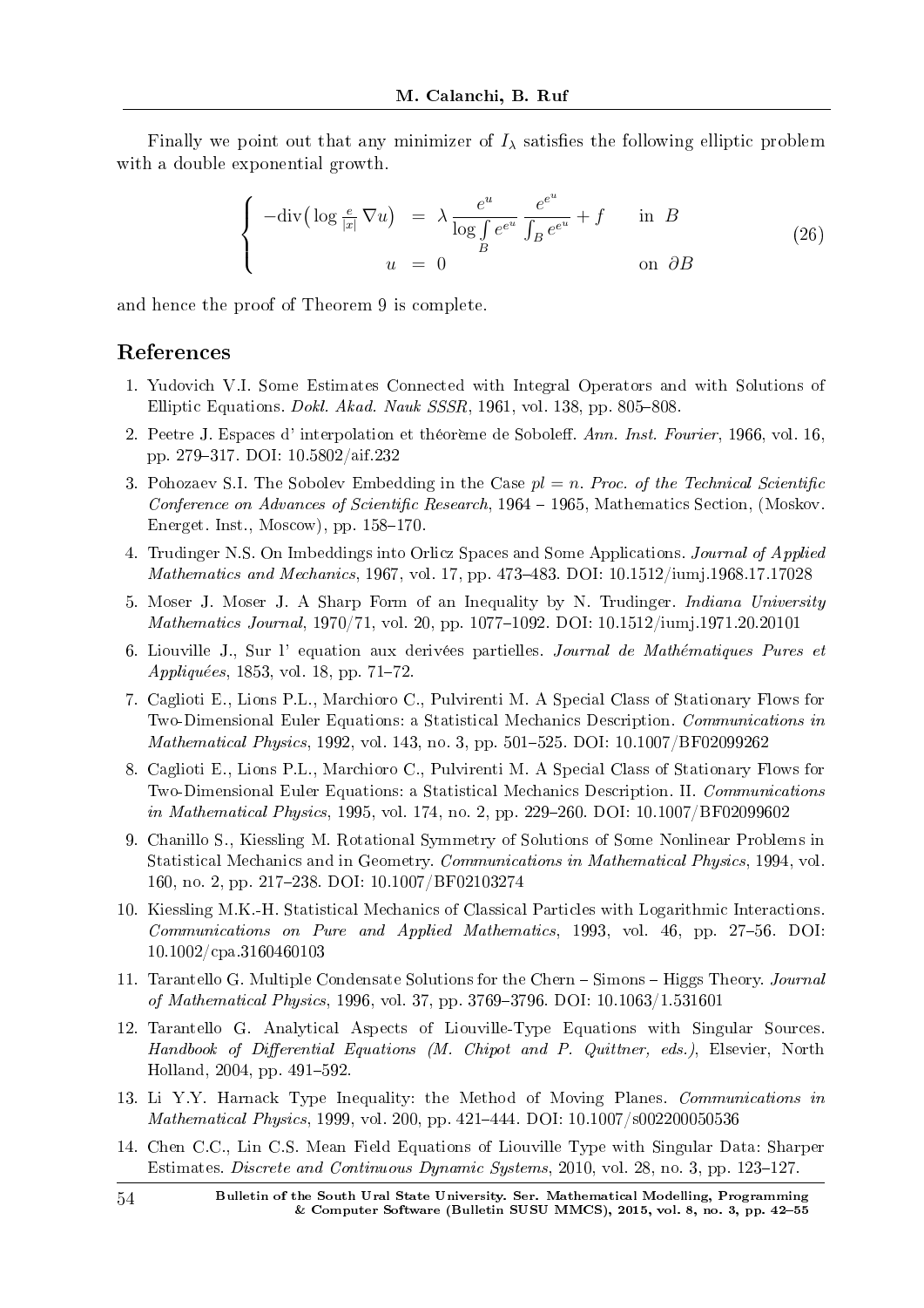Finally we point out that any minimizer of $I_\lambda$ satisfies the following elliptic problem with a double exponential growth.

$$
\left\{
\begin{array}{rcll}
-\mathrm{div}\big(\log \frac{e}{|x|}\,\nabla u\big) & = & \lambda \dfrac{e^u}{\log \int\limits_B e^{e^u}} \dfrac{e^{e^u}}{\int_B e^{e^u}} + f & \text{in } B \\
u & = & 0 & \text{on } \partial B
\end{array}
\right.
\tag{26}
$$

and hence the proof of Theorem 9 is complete.

## References

1. Yudovich V.I. Some Estimates Connected with Integral Operators and with Solutions of Elliptic Equations. *Dokl. Akad. Nauk SSSR*, 1961, vol. 138, pp. 805–808.
2. Peetre J. Espaces d' interpolation et théorème de Soboleff. *Ann. Inst. Fourier*, 1966, vol. 16, pp. 279–317. DOI: 10.5802/aif.232
3. Pohozaev S.I. The Sobolev Embedding in the Case $pl = n$. *Proc. of the Technical Scientific Conference on Advances of Scientific Research*, 1964 – 1965, Mathematics Section, (Moskov. Energet. Inst., Moscow), pp. 158–170.
4. Trudinger N.S. On Imbeddings into Orlicz Spaces and Some Applications. *Journal of Applied Mathematics and Mechanics*, 1967, vol. 17, pp. 473–483. DOI: 10.1512/iumj.1968.17.17028
5. Moser J. Moser J. A Sharp Form of an Inequality by N. Trudinger. *Indiana University Mathematics Journal*, 1970/71, vol. 20, pp. 1077–1092. DOI: 10.1512/iumj.1971.20.20101
6. Liouville J., Sur l' equation aux derivées partielles. *Journal de Mathématiques Pures et Appliquées*, 1853, vol. 18, pp. 71–72.
7. Caglioti E., Lions P.L., Marchioro C., Pulvirenti M. A Special Class of Stationary Flows for Two-Dimensional Euler Equations: a Statistical Mechanics Description. *Communications in Mathematical Physics*, 1992, vol. 143, no. 3, pp. 501–525. DOI: 10.1007/BF02099262
8. Caglioti E., Lions P.L., Marchioro C., Pulvirenti M. A Special Class of Stationary Flows for Two-Dimensional Euler Equations: a Statistical Mechanics Description. II. *Communications in Mathematical Physics*, 1995, vol. 174, no. 2, pp. 229–260. DOI: 10.1007/BF02099602
9. Chanillo S., Kiessling M. Rotational Symmetry of Solutions of Some Nonlinear Problems in Statistical Mechanics and in Geometry. *Communications in Mathematical Physics*, 1994, vol. 160, no. 2, pp. 217–238. DOI: 10.1007/BF02103274
10. Kiessling M.K.-H. Statistical Mechanics of Classical Particles with Logarithmic Interactions. *Communications on Pure and Applied Mathematics*, 1993, vol. 46, pp. 27–56. DOI: 10.1002/cpa.3160460103
11. Tarantello G. Multiple Condensate Solutions for the Chern – Simons – Higgs Theory. *Journal of Mathematical Physics*, 1996, vol. 37, pp. 3769–3796. DOI: 10.1063/1.531601
12. Tarantello G. Analytical Aspects of Liouville-Type Equations with Singular Sources. *Handbook of Differential Equations (M. Chipot and P. Quittner, eds.)*, Elsevier, North Holland, 2004, pp. 491–592.
13. Li Y.Y. Harnack Type Inequality: the Method of Moving Planes. *Communications in Mathematical Physics*, 1999, vol. 200, pp. 421–444. DOI: 10.1007/s002200050536
14. Chen C.C., Lin C.S. Mean Field Equations of Liouville Type with Singular Data: Sharper Estimates. *Discrete and Continuous Dynamic Systems*, 2010, vol. 28, no. 3, pp. 123–127.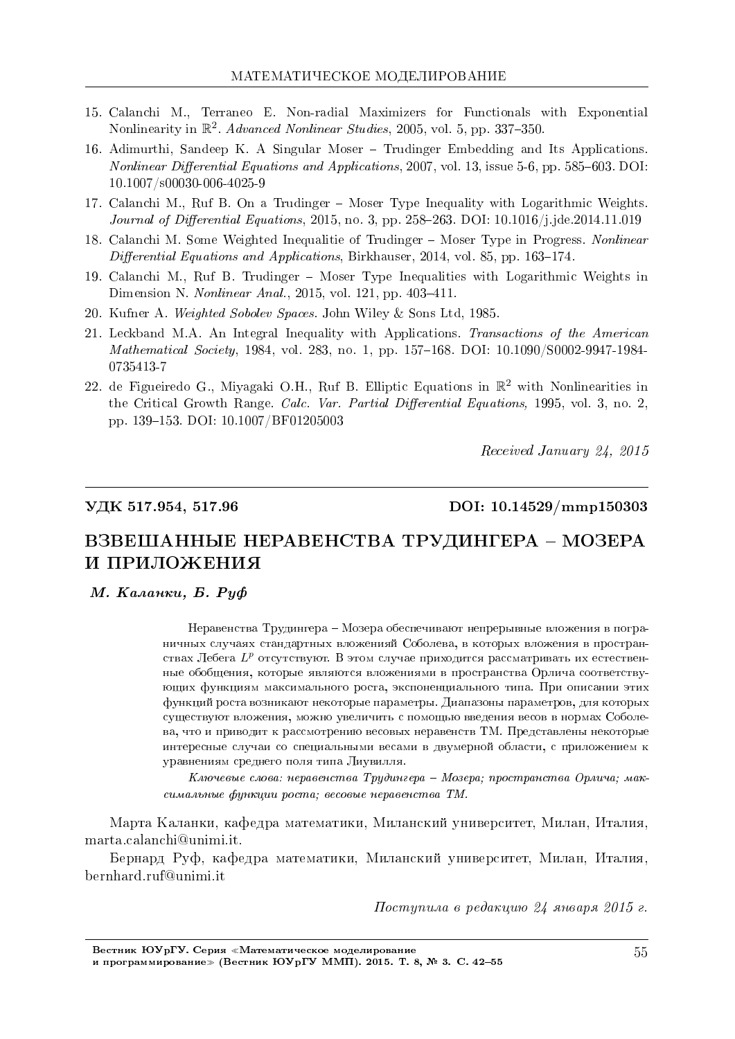15. Calanchi M., Terraneo E. Non-radial Maximizers for Functionals with Exponential Nonlinearity in $\mathbb{R}^2$. *Advanced Nonlinear Studies*, 2005, vol. 5, pp. 337–350.
16. Adimurthi, Sandeep K. A Singular Moser – Trudinger Embedding and Its Applications. *Nonlinear Differential Equations and Applications*, 2007, vol. 13, issue 5-6, pp. 585–603. DOI: 10.1007/s00030-006-4025-9
17. Calanchi M., Ruf B. On a Trudinger – Moser Type Inequality with Logarithmic Weights. *Journal of Differential Equations*, 2015, no. 3, pp. 258–263. DOI: 10.1016/j.jde.2014.11.019
18. Calanchi M. Some Weighted Inequalitie of Trudinger – Moser Type in Progress. *Nonlinear Differential Equations and Applications*, Birkhauser, 2014, vol. 85, pp. 163–174.
19. Calanchi M., Ruf B. Trudinger – Moser Type Inequalities with Logarithmic Weights in Dimension N. *Nonlinear Anal.*, 2015, vol. 121, pp. 403–411.
20. Kufner A. *Weighted Sobolev Spaces*. John Wiley & Sons Ltd, 1985.
21. Leckband M.A. An Integral Inequality with Applications. *Transactions of the American Mathematical Society*, 1984, vol. 283, no. 1, pp. 157–168. DOI: 10.1090/S0002-9947-1984-0735413-7
22. de Figueiredo G., Miyagaki O.H., Ruf B. Elliptic Equations in $\mathbb{R}^2$ with Nonlinearities in the Critical Growth Range. *Calc. Var. Partial Differential Equations*, 1995, vol. 3, no. 2, pp. 139–153. DOI: 10.1007/BF01205003

*Received January 24, 2015*

---

**УДК 517.954, 517.96** **DOI: 10.14529/mmp150303**

# ВЗВЕШАННЫЕ НЕРАВЕНСТВА ТРУДИНГЕРА – МОЗЕРА И ПРИЛОЖЕНИЯ

***М. Каланки, Б. Руф***

Неравенства Трудингера – Мозера обеспечивают непрерывные вложения в пограничных случаях стандартных вложенияй Соболева, в которых вложения в пространствах Лебега $L^p$ отсутствуют. В этом случае приходится рассматривать их естественные обобщения, которые являются вложениями в пространства Орлича соответствующих функциям максимального роста, экспоненциального типа. При описании этих функций роста возникают некоторые параметры. Диапазоны параметров, для которых существуют вложения, можно увеличить с помощью введения весов в нормах Соболева, что и приводит к рассмотрению весовых неравенств ТМ. Представлены некоторые интересные случаи со специальными весами в двумерной области, с приложением к уравнениям среднего поля типа Лиувилля.

*Ключевые слова: неравенства Трудингера – Мозера; пространства Орлича; максимальные функции роста; весовые неравенства ТМ.*

Марта Каланки, кафедра математики, Миланский университет, Милан, Италия, marta.calanchi@unimi.it.

Бернард Руф, кафедра математики, Миланский университет, Милан, Италия, bernhard.ruf@unimi.it

*Поступила в редакцию 24 января 2015 г.*